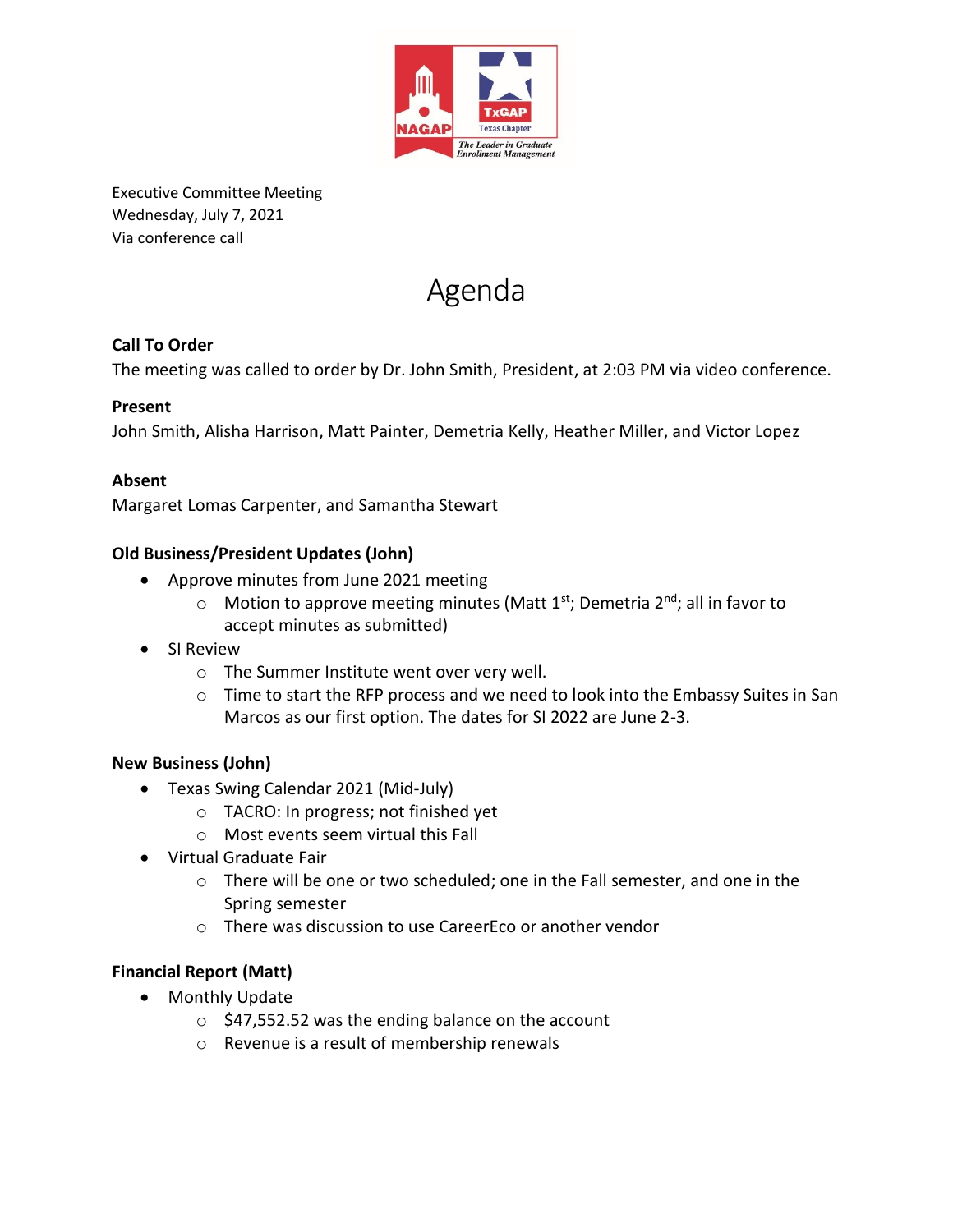Executive Committee Meeting
Wednesday, July 7, 2021
Via conference call

# Agenda

**Call To Order**

The meeting was called to order by Dr. John Smith, President, at 2:03 PM via video conference.

**Present**

John Smith, Alisha Harrison, Matt Painter, Demetria Kelly, Heather Miller, and Victor Lopez

**Absent**

Margaret Lomas Carpenter, and Samantha Stewart

**Old Business/President Updates (John)**

- Approve minutes from June 2021 meeting
  - Motion to approve meeting minutes (Matt 1st; Demetria 2nd; all in favor to accept minutes as submitted)
- SI Review
  - The Summer Institute went over very well.
  - Time to start the RFP process and we need to look into the Embassy Suites in San Marcos as our first option. The dates for SI 2022 are June 2-3.

**New Business (John)**

- Texas Swing Calendar 2021 (Mid-July)
  - TACRO: In progress; not finished yet
  - Most events seem virtual this Fall
- Virtual Graduate Fair
  - There will be one or two scheduled; one in the Fall semester, and one in the Spring semester
  - There was discussion to use CareerEco or another vendor

**Financial Report (Matt)**

- Monthly Update
  - $47,552.52 was the ending balance on the account
  - Revenue is a result of membership renewals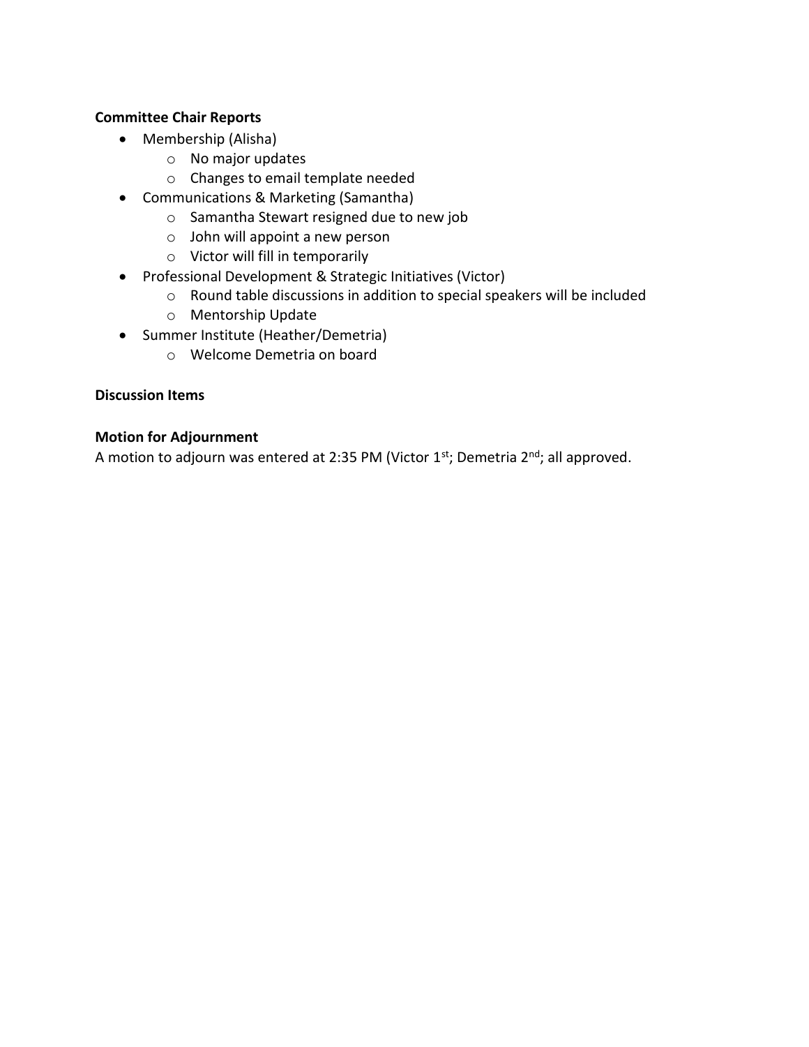**Committee Chair Reports**

- Membership (Alisha)
  - No major updates
  - Changes to email template needed
- Communications & Marketing (Samantha)
  - Samantha Stewart resigned due to new job
  - John will appoint a new person
  - Victor will fill in temporarily
- Professional Development & Strategic Initiatives (Victor)
  - Round table discussions in addition to special speakers will be included
  - Mentorship Update
- Summer Institute (Heather/Demetria)
  - Welcome Demetria on board

**Discussion Items**

**Motion for Adjournment**

A motion to adjourn was entered at 2:35 PM (Victor 1st; Demetria 2nd; all approved.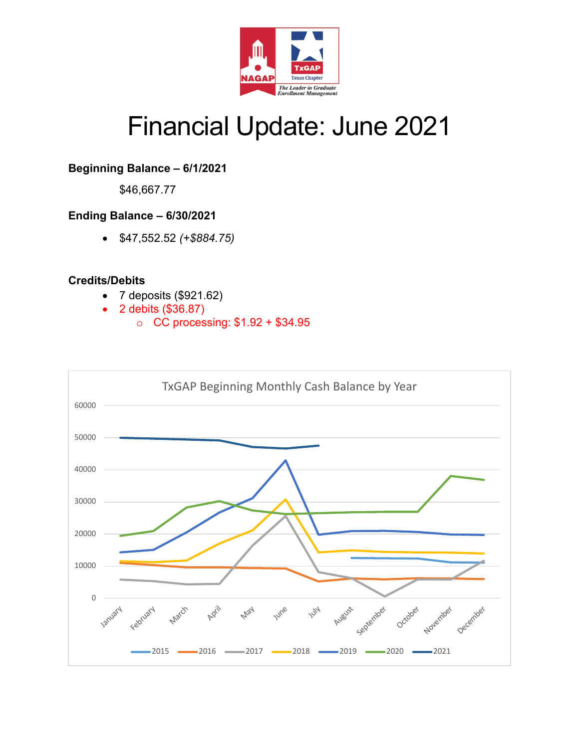# Financial Update: June 2021

**Beginning Balance – 6/1/2021**

$46,667.77

**Ending Balance – 6/30/2021**

- $47,552.52 *(+$884.75)*

**Credits/Debits**

- 7 deposits ($921.62)
- 2 debits ($36.87)
  - CC processing: $1.92 + $34.95

TxGAP Beginning Monthly Cash Balance by Year

60000
50000
40000
30000
20000
10000
0

January
February
March
April
May
June
July
August
September
October
November
December

2015
2016
2017
2018
2019
2020
2021